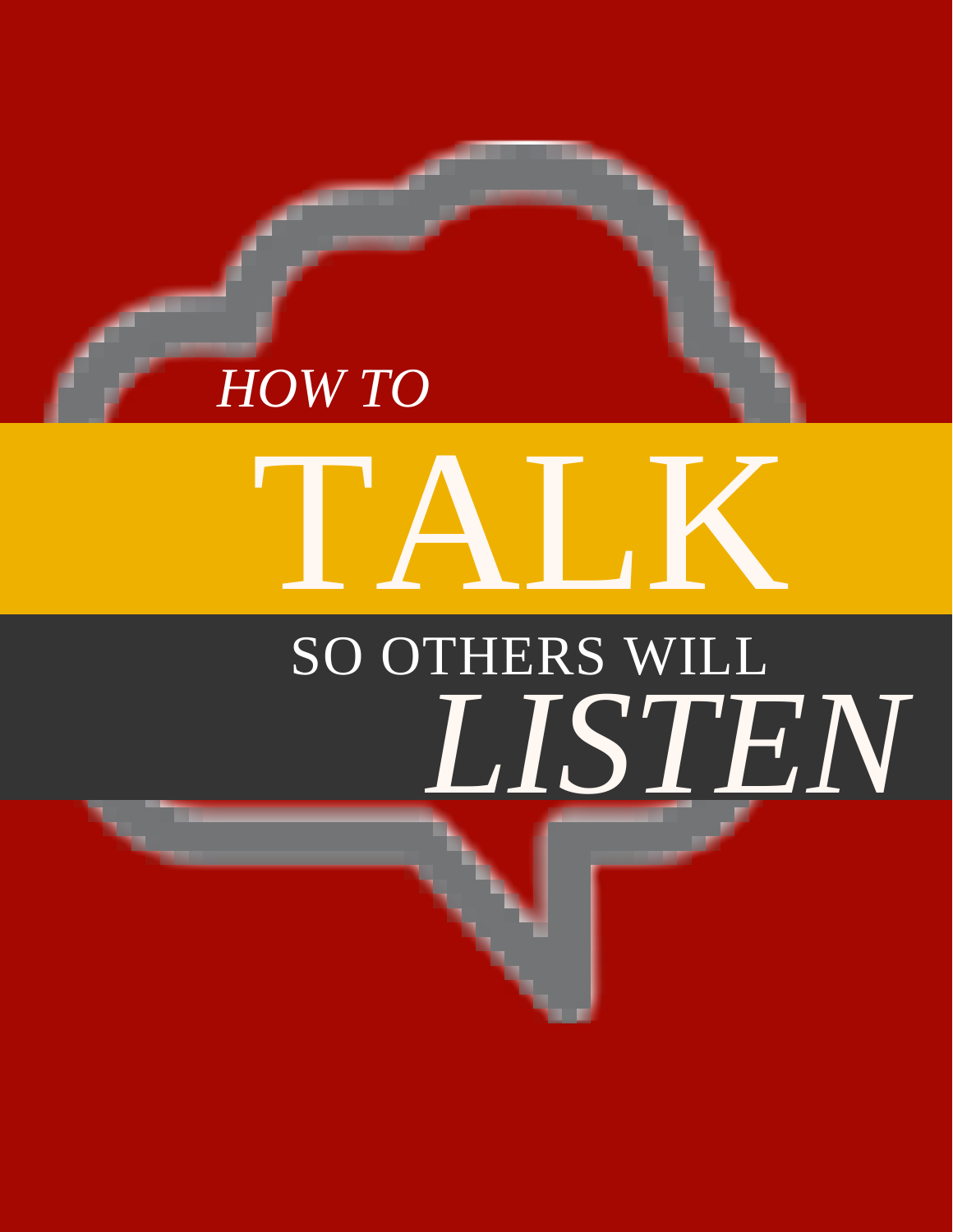# *HOW TO* TALK SO OTHERS WILL *LISTEN*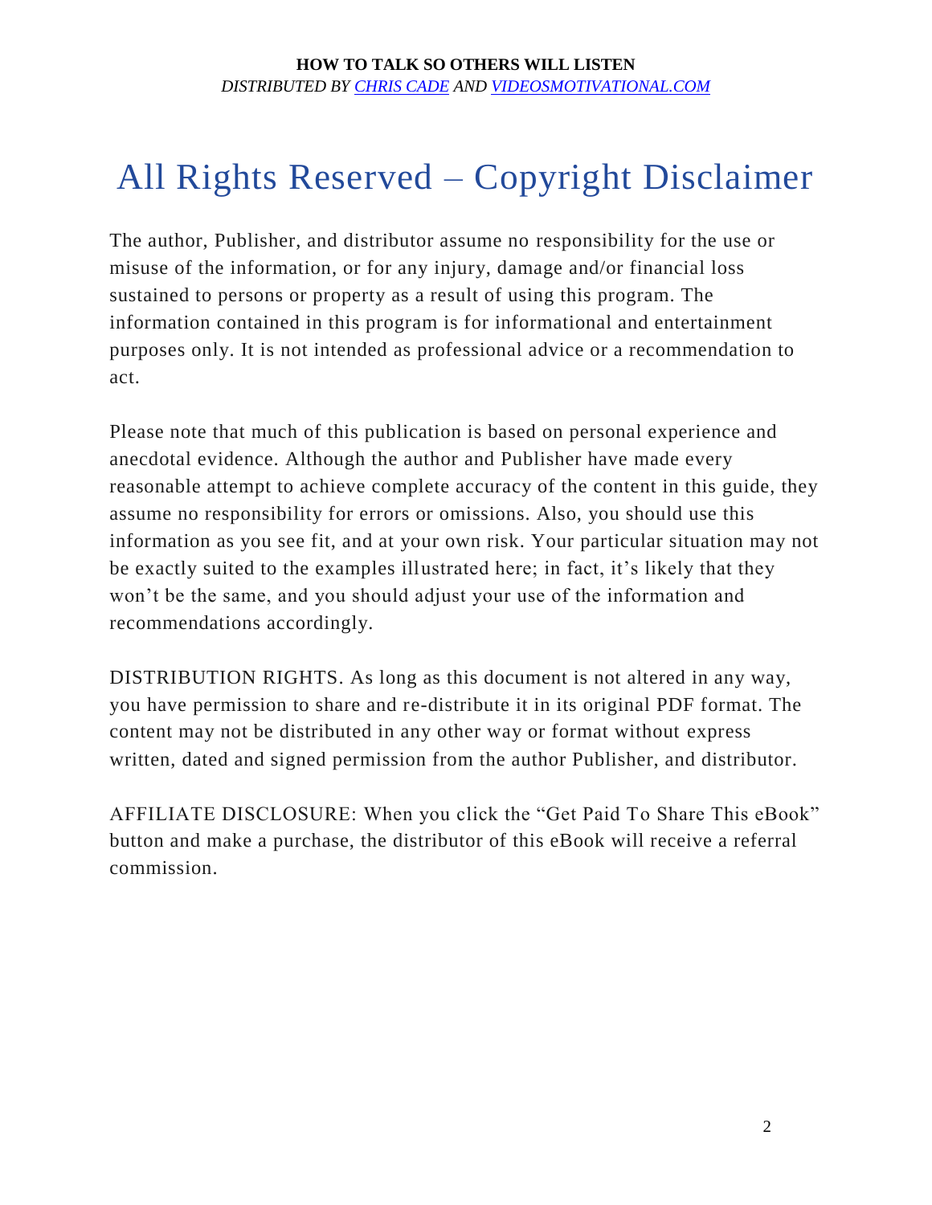# All Rights Reserved – Copyright Disclaimer

The author, Publisher, and distributor assume no responsibility for the use or misuse of the information, or for any injury, damage and/or financial loss sustained to persons or property as a result of using this program. The information contained in this program is for informational and entertainment purposes only. It is not intended as professional advice or a recommendation to act.

Please note that much of this publication is based on personal experience and anecdotal evidence. Although the author and Publisher have made every reasonable attempt to achieve complete accuracy of the content in this guide, they assume no responsibility for errors or omissions. Also, you should use this information as you see fit, and at your own risk. Your particular situation may not be exactly suited to the examples illustrated here; in fact, it's likely that they won't be the same, and you should adjust your use of the information and recommendations accordingly.

DISTRIBUTION RIGHTS. As long as this document is not altered in any way, you have permission to share and re-distribute it in its original PDF format. The content may not be distributed in any other way or format without express written, dated and signed permission from the author Publisher, and distributor.

AFFILIATE DISCLOSURE: When you click the "Get Paid To Share This eBook" button and make a purchase, the distributor of this eBook will receive a referral commission.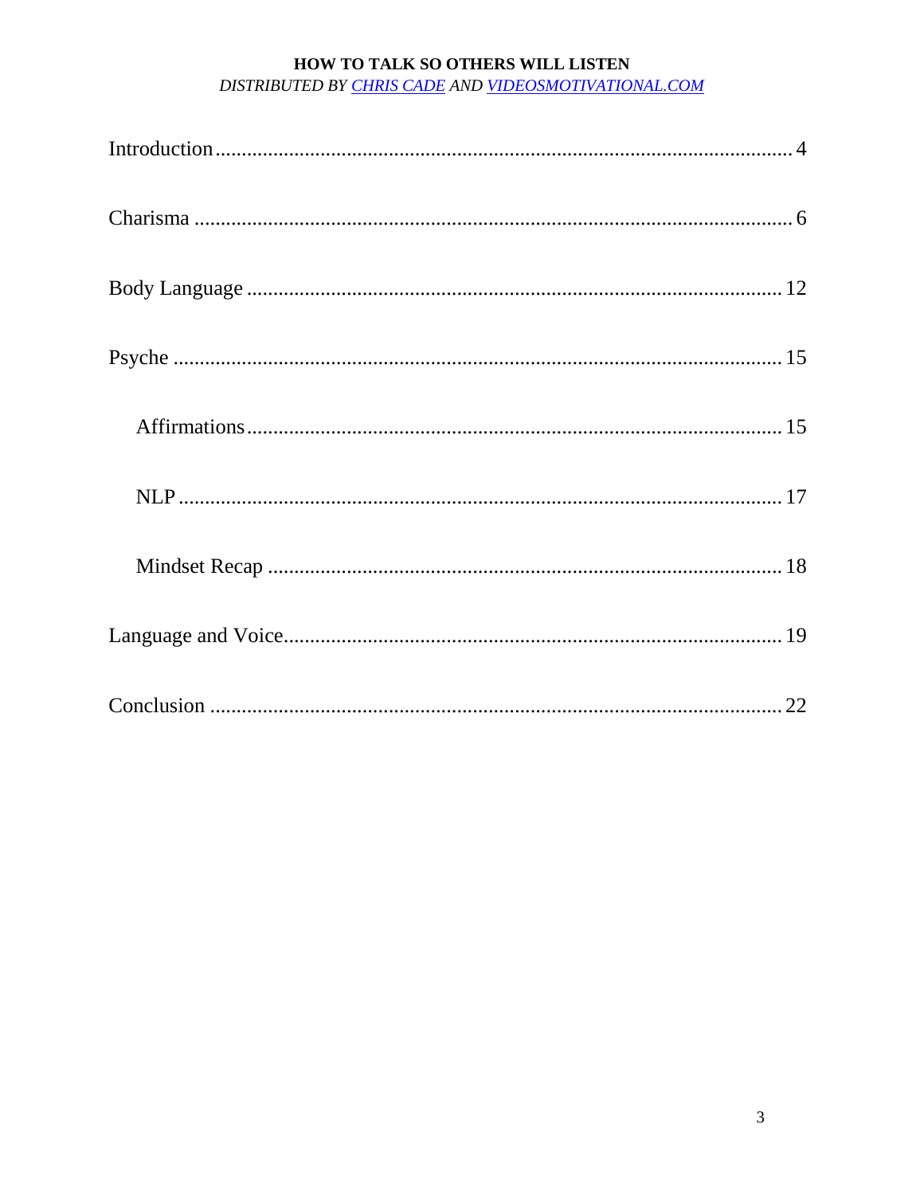Introduction ............................................................................................................. 4

Charisma ................................................................................................................. 6

Body Language ...................................................................................................... 12

Psyche .................................................................................................................... 15

    Affirmations ...................................................................................................... 15

    NLP ................................................................................................................... 17

    Mindset Recap .................................................................................................. 18

Language and Voice ............................................................................................... 19

Conclusion ............................................................................................................. 22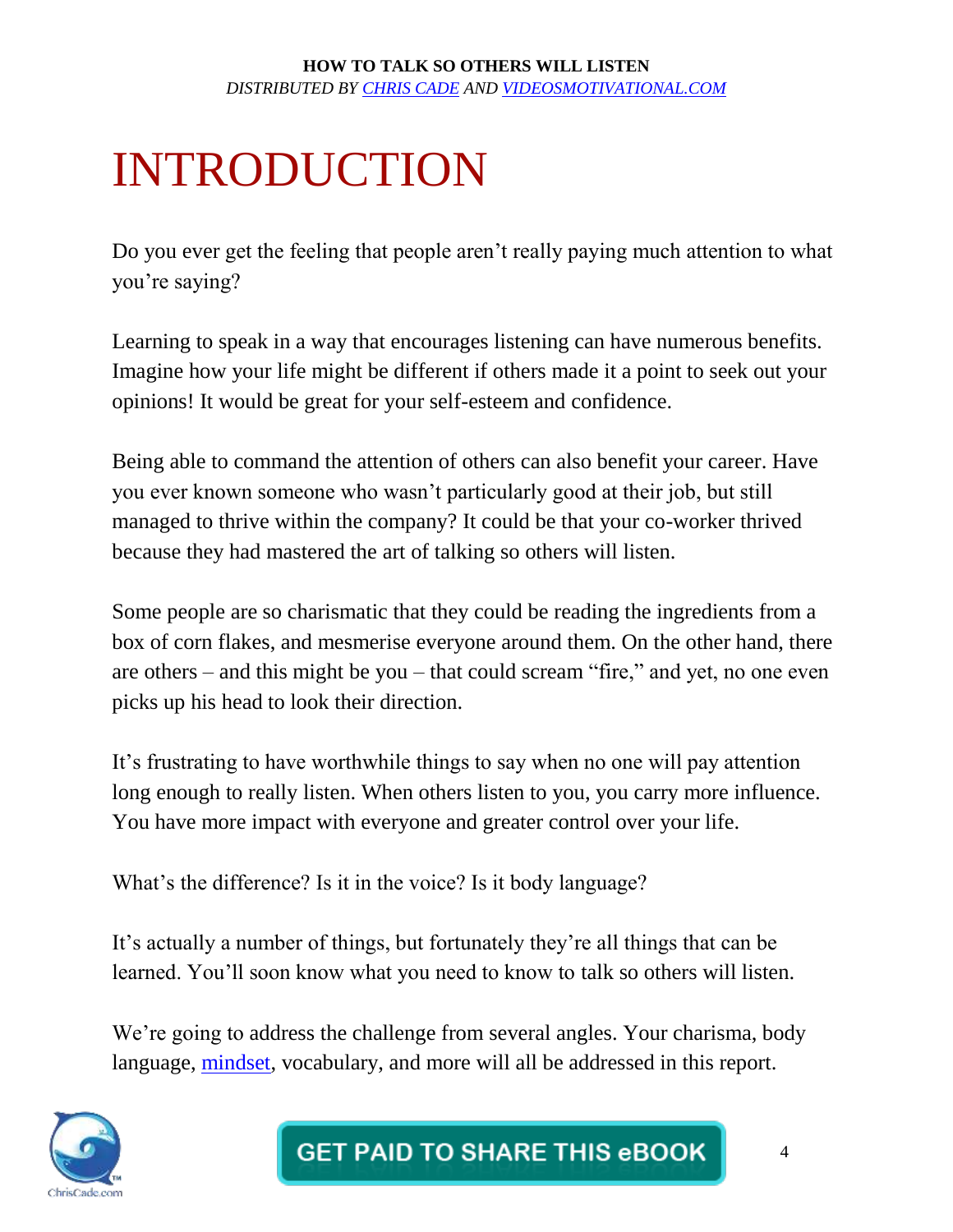# INTRODUCTION

Do you ever get the feeling that people aren't really paying much attention to what you're saying?

Learning to speak in a way that encourages listening can have numerous benefits. Imagine how your life might be different if others made it a point to seek out your opinions! It would be great for your self-esteem and confidence.

Being able to command the attention of others can also benefit your career. Have you ever known someone who wasn't particularly good at their job, but still managed to thrive within the company? It could be that your co-worker thrived because they had mastered the art of talking so others will listen.

Some people are so charismatic that they could be reading the ingredients from a box of corn flakes, and mesmerise everyone around them. On the other hand, there are others – and this might be you – that could scream "fire," and yet, no one even picks up his head to look their direction.

It's frustrating to have worthwhile things to say when no one will pay attention long enough to really listen. When others listen to you, you carry more influence. You have more impact with everyone and greater control over your life.

What's the difference? Is it in the voice? Is it body language?

It's actually a number of things, but fortunately they're all things that can be learned. You'll soon know what you need to know to talk so others will listen.

We're going to address the challenge from several angles. Your charisma, body language, mindset, vocabulary, and more will all be addressed in this report.

GET PAID TO SHARE THIS eBOOK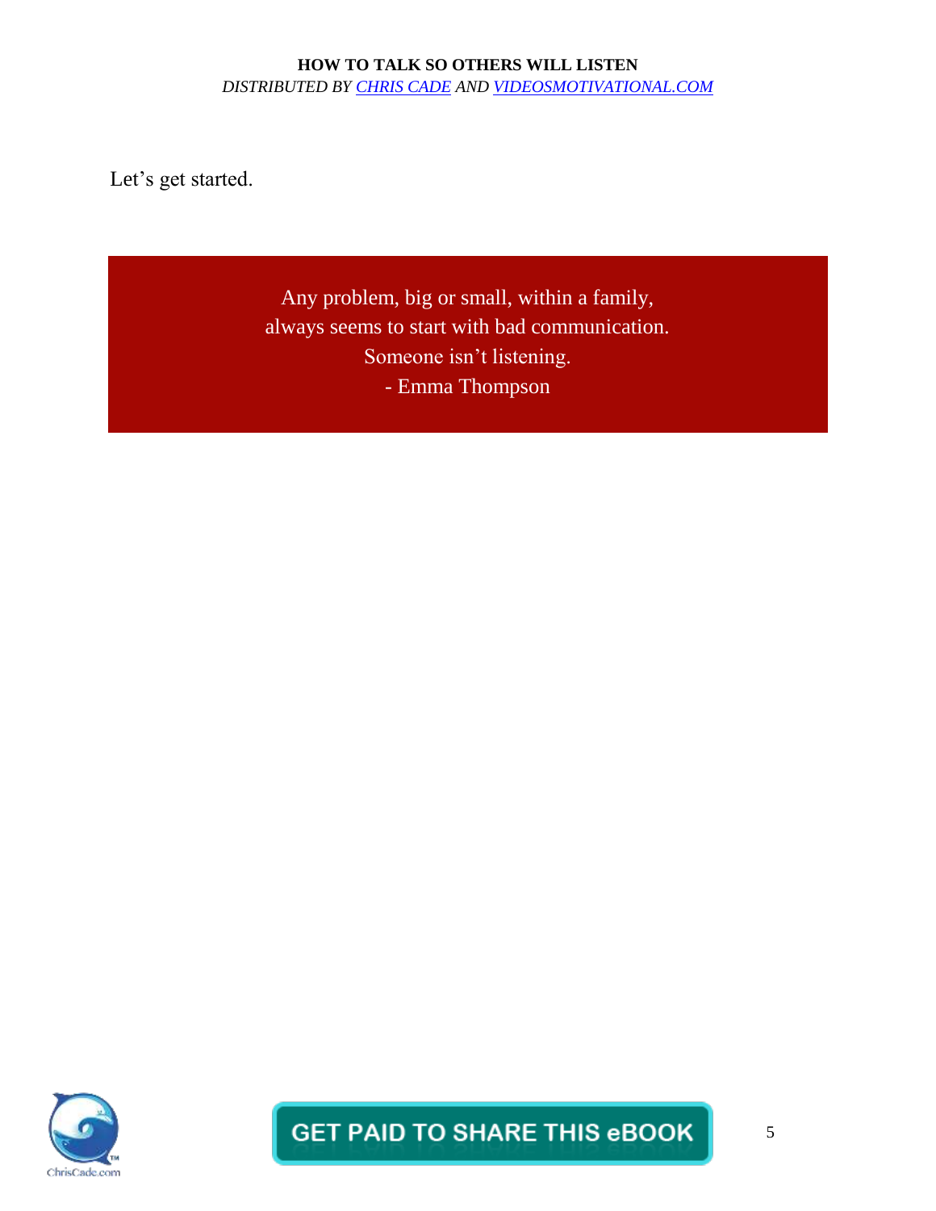Let's get started.

> Any problem, big or small, within a family,
> always seems to start with bad communication.
> Someone isn't listening.
> - Emma Thompson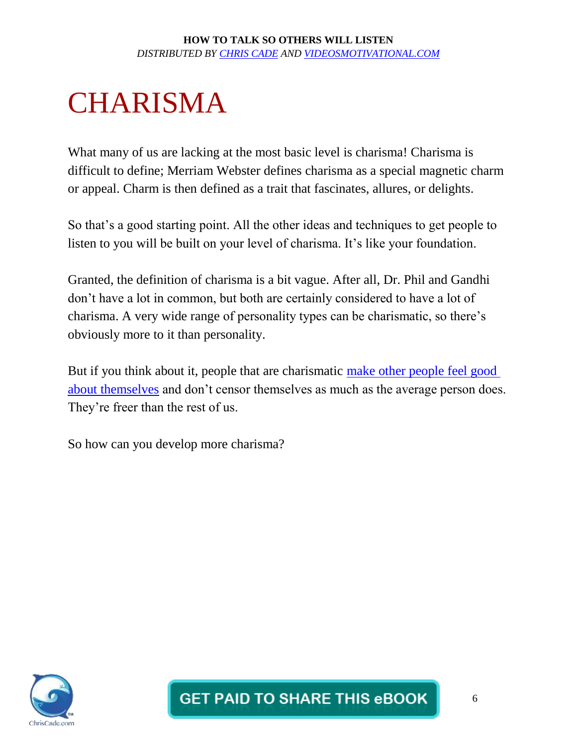# CHARISMA

What many of us are lacking at the most basic level is charisma! Charisma is difficult to define; Merriam Webster defines charisma as a special magnetic charm or appeal. Charm is then defined as a trait that fascinates, allures, or delights.

So that's a good starting point. All the other ideas and techniques to get people to listen to you will be built on your level of charisma. It's like your foundation.

Granted, the definition of charisma is a bit vague. After all, Dr. Phil and Gandhi don't have a lot in common, but both are certainly considered to have a lot of charisma. A very wide range of personality types can be charismatic, so there's obviously more to it than personality.

But if you think about it, people that are charismatic make other people feel good about themselves and don't censor themselves as much as the average person does. They're freer than the rest of us.

So how can you develop more charisma?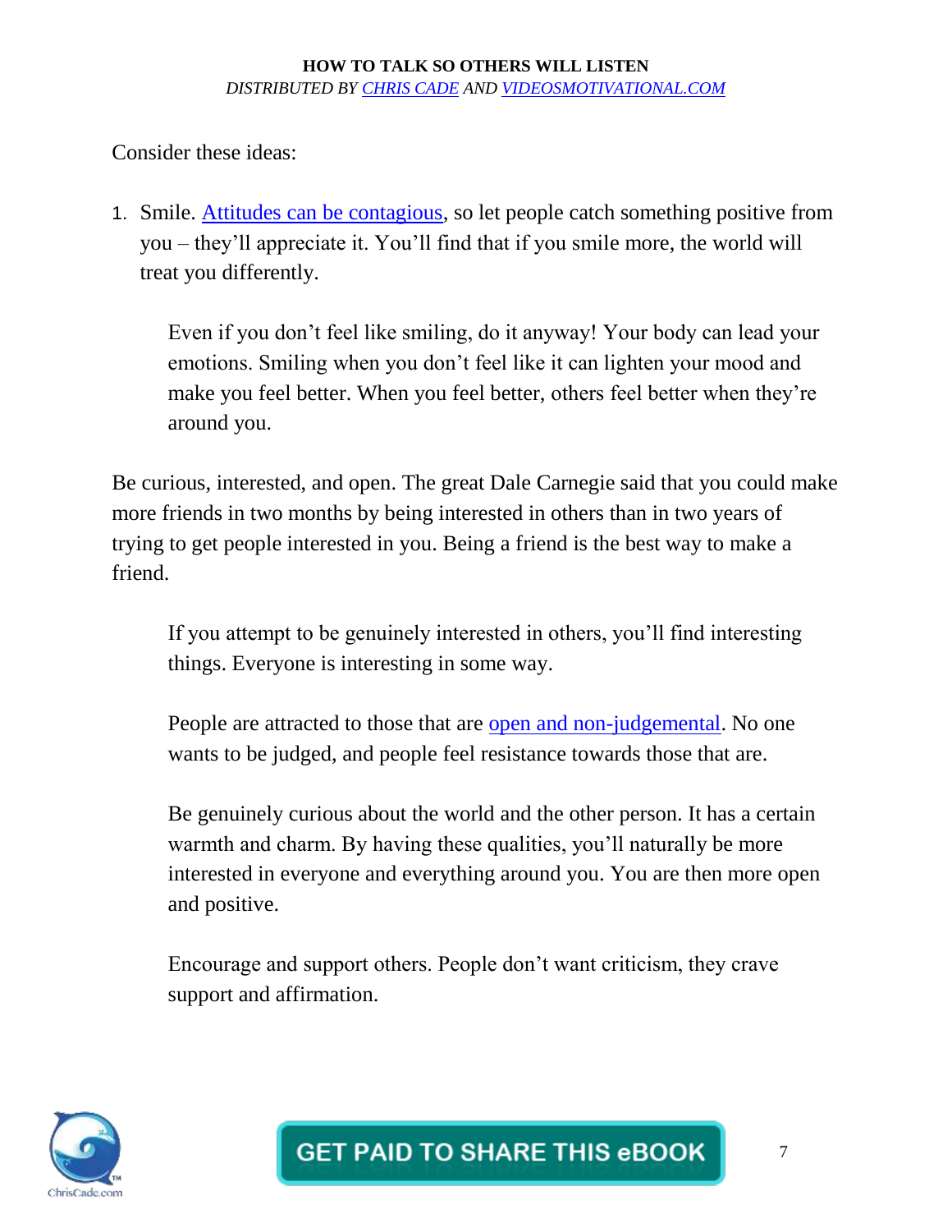Consider these ideas:

1. Smile. Attitudes can be contagious, so let people catch something positive from you – they'll appreciate it. You'll find that if you smile more, the world will treat you differently.

   Even if you don't feel like smiling, do it anyway! Your body can lead your emotions. Smiling when you don't feel like it can lighten your mood and make you feel better. When you feel better, others feel better when they're around you.

Be curious, interested, and open. The great Dale Carnegie said that you could make more friends in two months by being interested in others than in two years of trying to get people interested in you. Being a friend is the best way to make a friend.

   If you attempt to be genuinely interested in others, you'll find interesting things. Everyone is interesting in some way.

   People are attracted to those that are open and non-judgemental. No one wants to be judged, and people feel resistance towards those that are.

   Be genuinely curious about the world and the other person. It has a certain warmth and charm. By having these qualities, you'll naturally be more interested in everyone and everything around you. You are then more open and positive.

   Encourage and support others. People don't want criticism, they crave support and affirmation.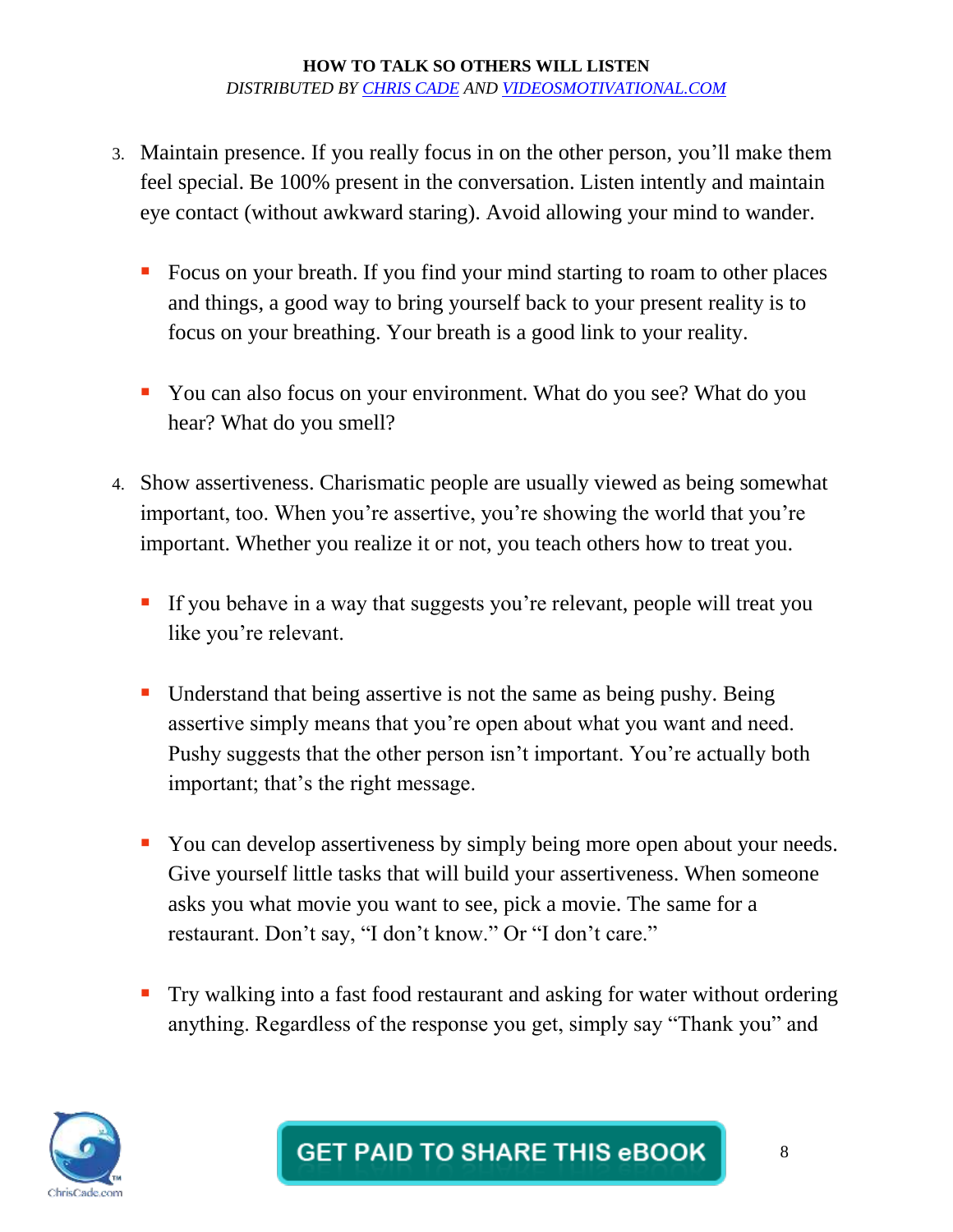3. Maintain presence. If you really focus in on the other person, you'll make them feel special. Be 100% present in the conversation. Listen intently and maintain eye contact (without awkward staring). Avoid allowing your mind to wander.

   - Focus on your breath. If you find your mind starting to roam to other places and things, a good way to bring yourself back to your present reality is to focus on your breathing. Your breath is a good link to your reality.

   - You can also focus on your environment. What do you see? What do you hear? What do you smell?

4. Show assertiveness. Charismatic people are usually viewed as being somewhat important, too. When you're assertive, you're showing the world that you're important. Whether you realize it or not, you teach others how to treat you.

   - If you behave in a way that suggests you're relevant, people will treat you like you're relevant.

   - Understand that being assertive is not the same as being pushy. Being assertive simply means that you're open about what you want and need. Pushy suggests that the other person isn't important. You're actually both important; that's the right message.

   - You can develop assertiveness by simply being more open about your needs. Give yourself little tasks that will build your assertiveness. When someone asks you what movie you want to see, pick a movie. The same for a restaurant. Don't say, "I don't know." Or "I don't care."

   - Try walking into a fast food restaurant and asking for water without ordering anything. Regardless of the response you get, simply say "Thank you" and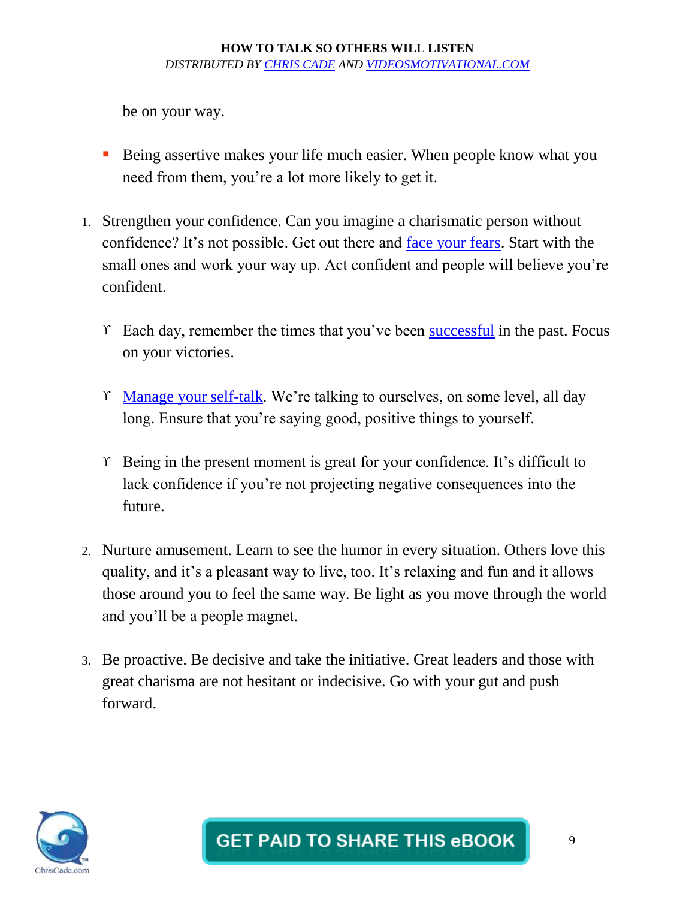be on your way.

- Being assertive makes your life much easier. When people know what you need from them, you're a lot more likely to get it.

1. Strengthen your confidence. Can you imagine a charismatic person without confidence? It's not possible. Get out there and face your fears. Start with the small ones and work your way up. Act confident and people will believe you're confident.

   - Each day, remember the times that you've been successful in the past. Focus on your victories.

   - Manage your self-talk. We're talking to ourselves, on some level, all day long. Ensure that you're saying good, positive things to yourself.

   - Being in the present moment is great for your confidence. It's difficult to lack confidence if you're not projecting negative consequences into the future.

2. Nurture amusement. Learn to see the humor in every situation. Others love this quality, and it's a pleasant way to live, too. It's relaxing and fun and it allows those around you to feel the same way. Be light as you move through the world and you'll be a people magnet.

3. Be proactive. Be decisive and take the initiative. Great leaders and those with great charisma are not hesitant or indecisive. Go with your gut and push forward.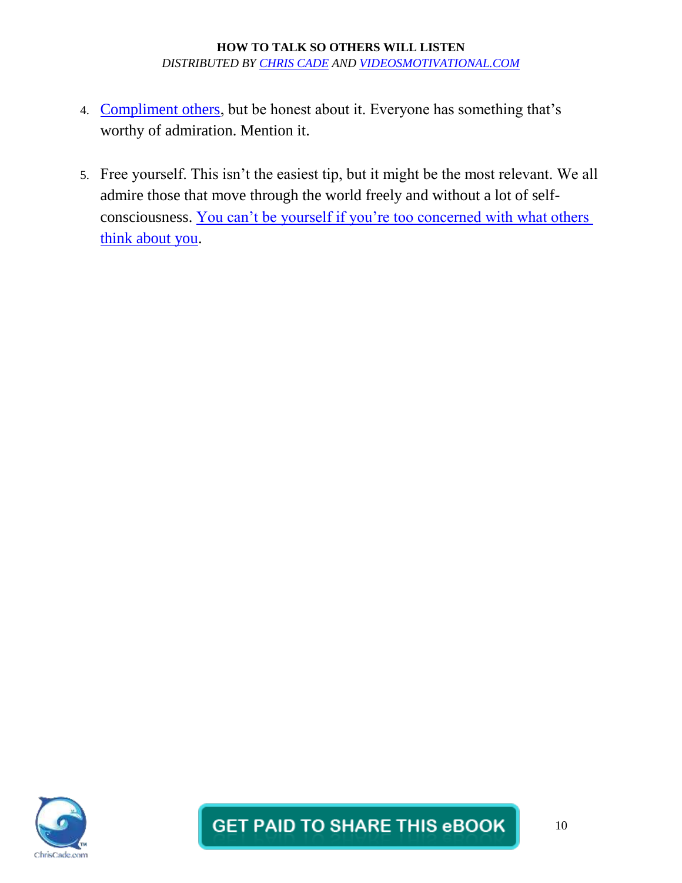4. Compliment others, but be honest about it. Everyone has something that's worthy of admiration. Mention it.

5. Free yourself. This isn't the easiest tip, but it might be the most relevant. We all admire those that move through the world freely and without a lot of self-consciousness. You can't be yourself if you're too concerned with what others think about you.

GET PAID TO SHARE THIS eBOOK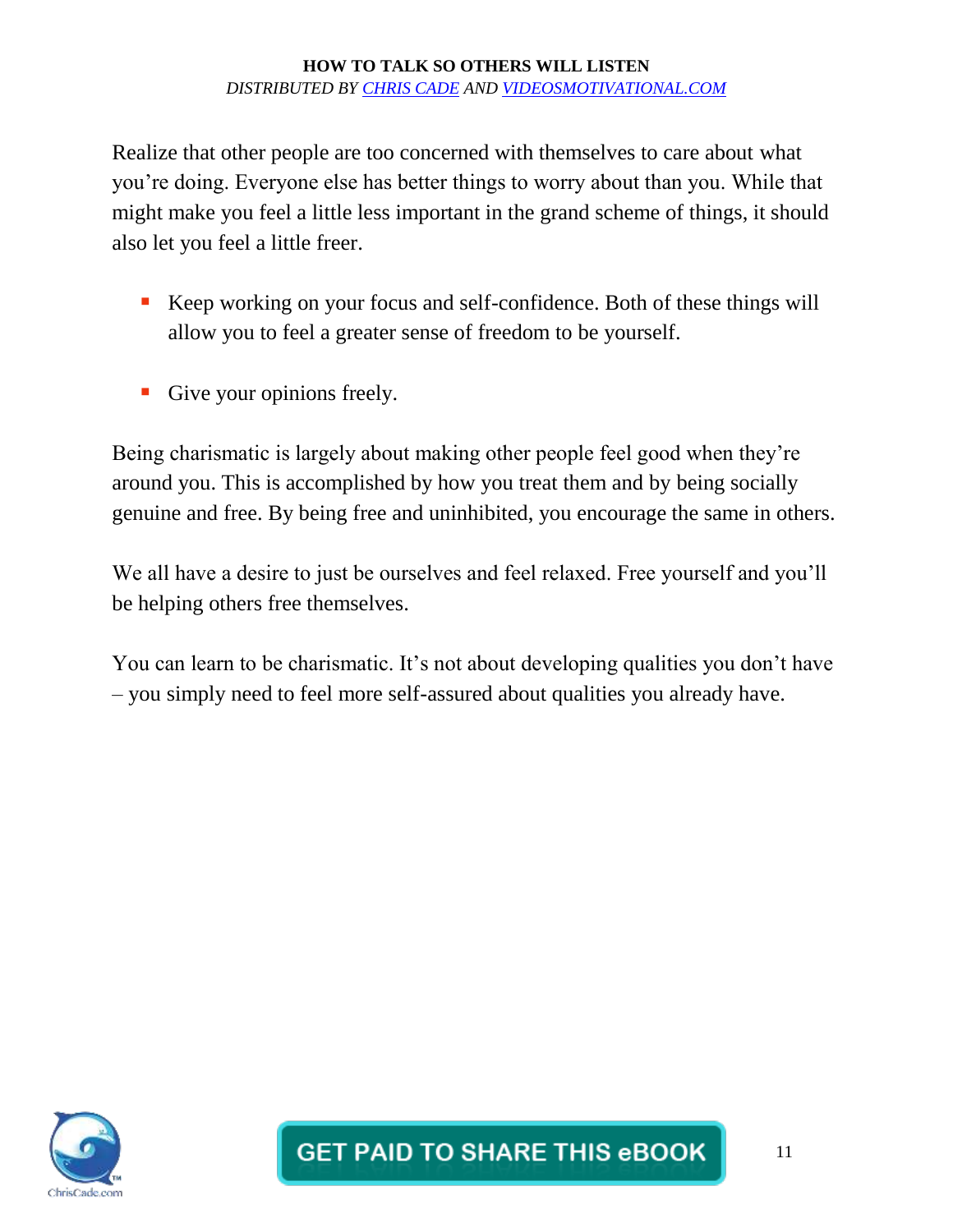Realize that other people are too concerned with themselves to care about what you're doing. Everyone else has better things to worry about than you. While that might make you feel a little less important in the grand scheme of things, it should also let you feel a little freer.

- Keep working on your focus and self-confidence. Both of these things will allow you to feel a greater sense of freedom to be yourself.
- Give your opinions freely.

Being charismatic is largely about making other people feel good when they're around you. This is accomplished by how you treat them and by being socially genuine and free. By being free and uninhibited, you encourage the same in others.

We all have a desire to just be ourselves and feel relaxed. Free yourself and you'll be helping others free themselves.

You can learn to be charismatic. It's not about developing qualities you don't have – you simply need to feel more self-assured about qualities you already have.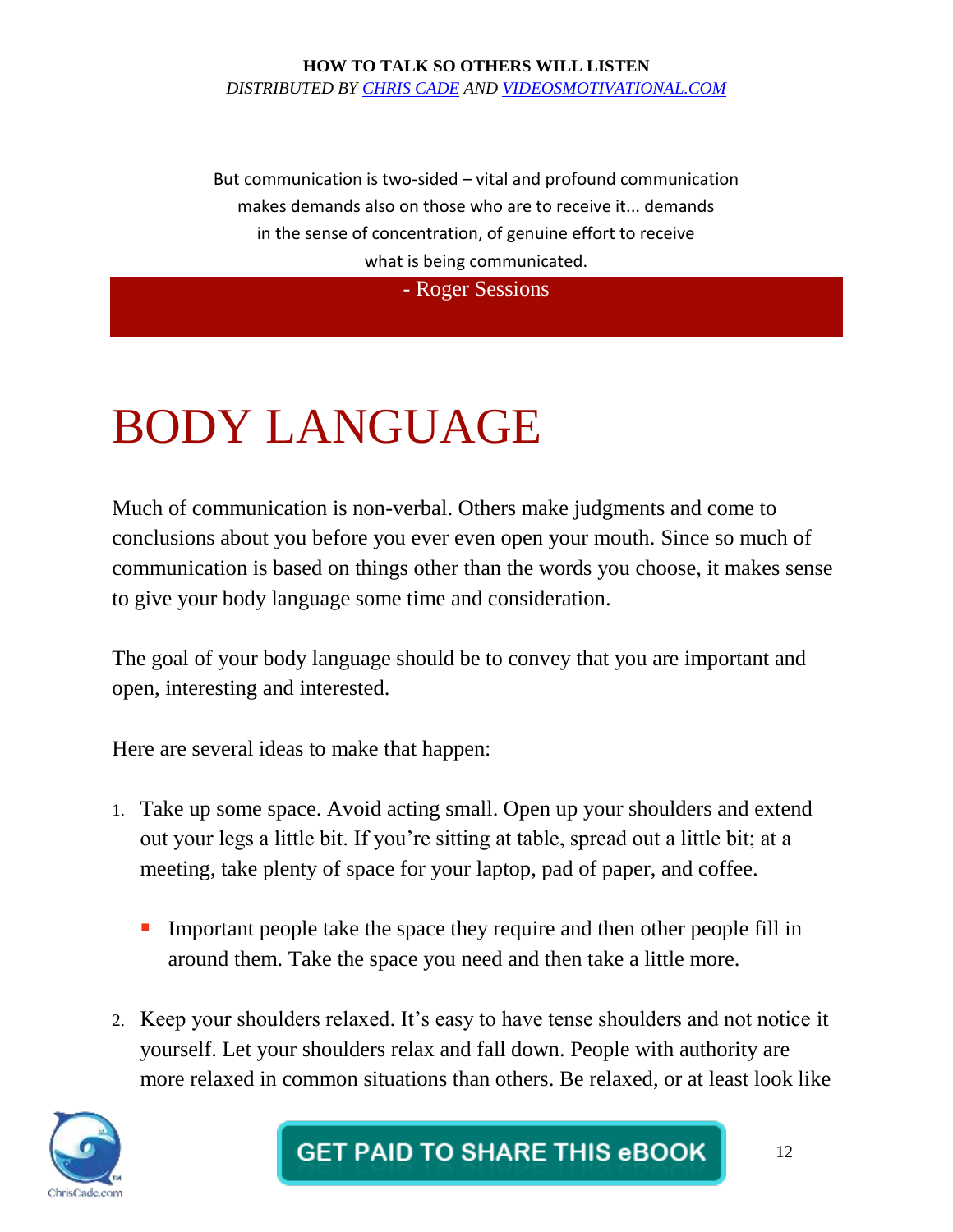But communication is two-sided – vital and profound communication makes demands also on those who are to receive it... demands in the sense of concentration, of genuine effort to receive what is being communicated.

- Roger Sessions

# BODY LANGUAGE

Much of communication is non-verbal. Others make judgments and come to conclusions about you before you ever even open your mouth. Since so much of communication is based on things other than the words you choose, it makes sense to give your body language some time and consideration.

The goal of your body language should be to convey that you are important and open, interesting and interested.

Here are several ideas to make that happen:

1. Take up some space. Avoid acting small. Open up your shoulders and extend out your legs a little bit. If you're sitting at table, spread out a little bit; at a meeting, take plenty of space for your laptop, pad of paper, and coffee.

   - Important people take the space they require and then other people fill in around them. Take the space you need and then take a little more.

2. Keep your shoulders relaxed. It's easy to have tense shoulders and not notice it yourself. Let your shoulders relax and fall down. People with authority are more relaxed in common situations than others. Be relaxed, or at least look like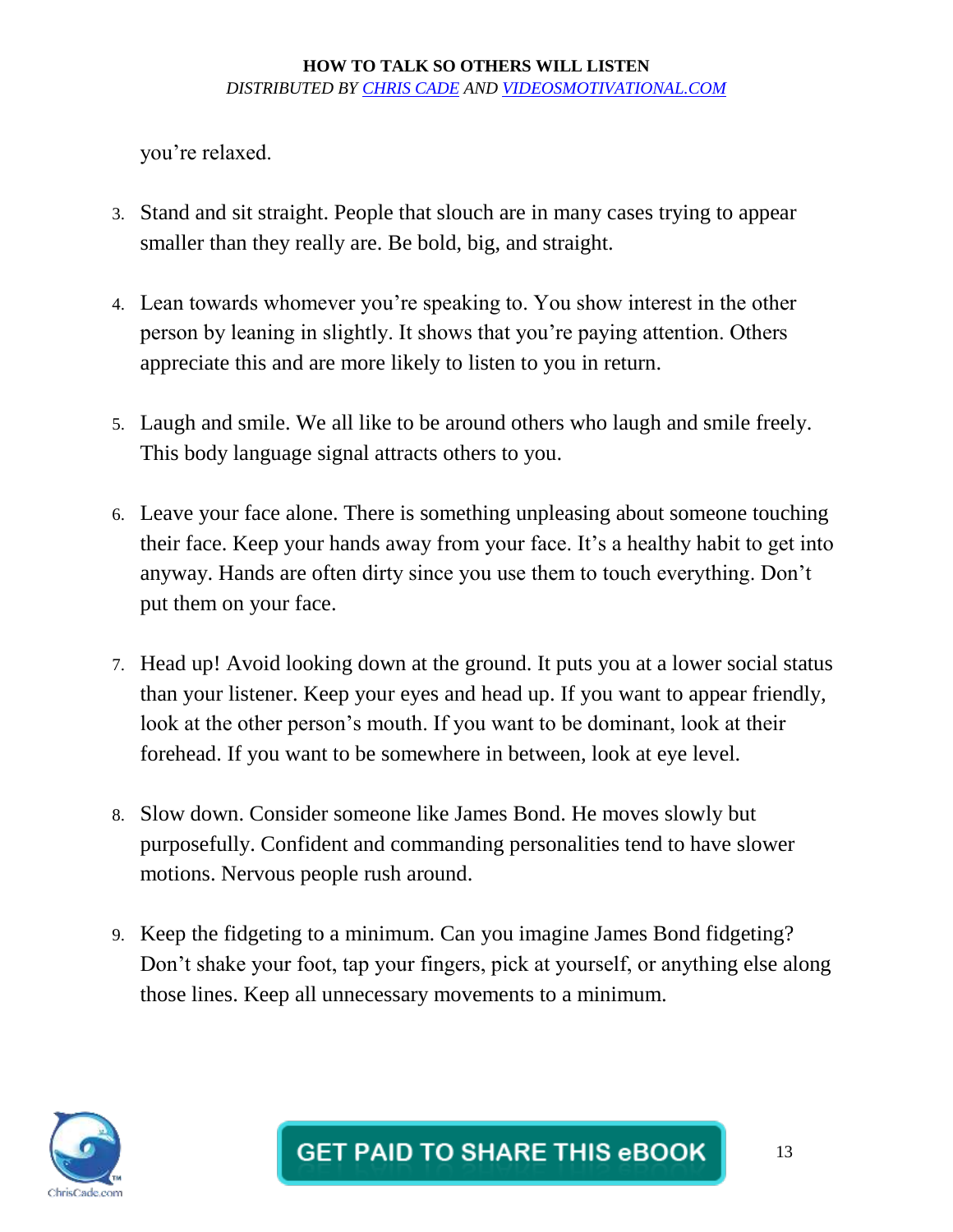you're relaxed.

3. Stand and sit straight. People that slouch are in many cases trying to appear smaller than they really are. Be bold, big, and straight.

4. Lean towards whomever you're speaking to. You show interest in the other person by leaning in slightly. It shows that you're paying attention. Others appreciate this and are more likely to listen to you in return.

5. Laugh and smile. We all like to be around others who laugh and smile freely. This body language signal attracts others to you.

6. Leave your face alone. There is something unpleasing about someone touching their face. Keep your hands away from your face. It's a healthy habit to get into anyway. Hands are often dirty since you use them to touch everything. Don't put them on your face.

7. Head up! Avoid looking down at the ground. It puts you at a lower social status than your listener. Keep your eyes and head up. If you want to appear friendly, look at the other person's mouth. If you want to be dominant, look at their forehead. If you want to be somewhere in between, look at eye level.

8. Slow down. Consider someone like James Bond. He moves slowly but purposefully. Confident and commanding personalities tend to have slower motions. Nervous people rush around.

9. Keep the fidgeting to a minimum. Can you imagine James Bond fidgeting? Don't shake your foot, tap your fingers, pick at yourself, or anything else along those lines. Keep all unnecessary movements to a minimum.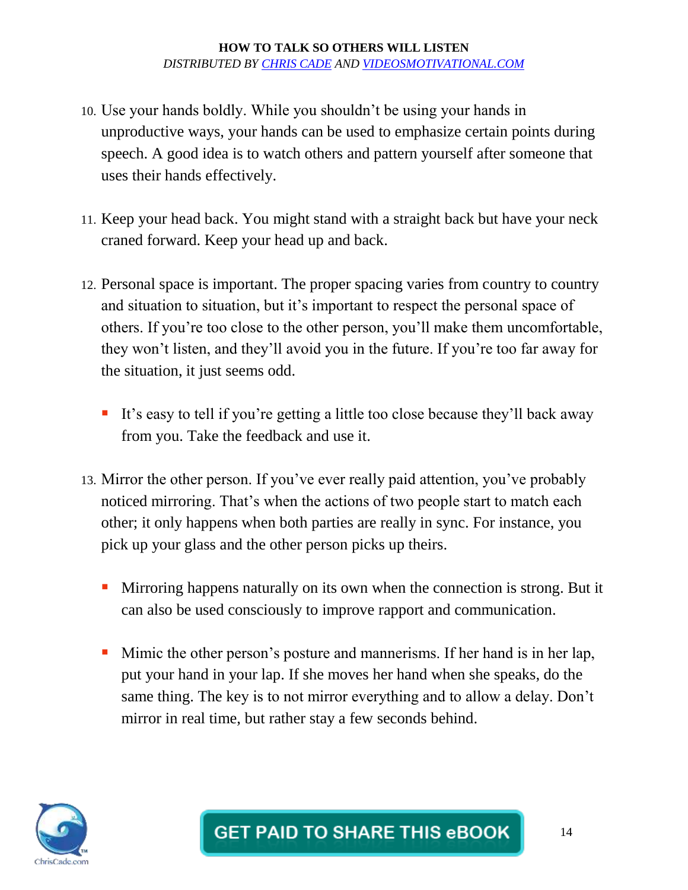10. Use your hands boldly. While you shouldn't be using your hands in unproductive ways, your hands can be used to emphasize certain points during speech. A good idea is to watch others and pattern yourself after someone that uses their hands effectively.

11. Keep your head back. You might stand with a straight back but have your neck craned forward. Keep your head up and back.

12. Personal space is important. The proper spacing varies from country to country and situation to situation, but it's important to respect the personal space of others. If you're too close to the other person, you'll make them uncomfortable, they won't listen, and they'll avoid you in the future. If you're too far away for the situation, it just seems odd.

    - It's easy to tell if you're getting a little too close because they'll back away from you. Take the feedback and use it.

13. Mirror the other person. If you've ever really paid attention, you've probably noticed mirroring. That's when the actions of two people start to match each other; it only happens when both parties are really in sync. For instance, you pick up your glass and the other person picks up theirs.

    - Mirroring happens naturally on its own when the connection is strong. But it can also be used consciously to improve rapport and communication.

    - Mimic the other person's posture and mannerisms. If her hand is in her lap, put your hand in your lap. If she moves her hand when she speaks, do the same thing. The key is to not mirror everything and to allow a delay. Don't mirror in real time, but rather stay a few seconds behind.

GET PAID TO SHARE THIS eBOOK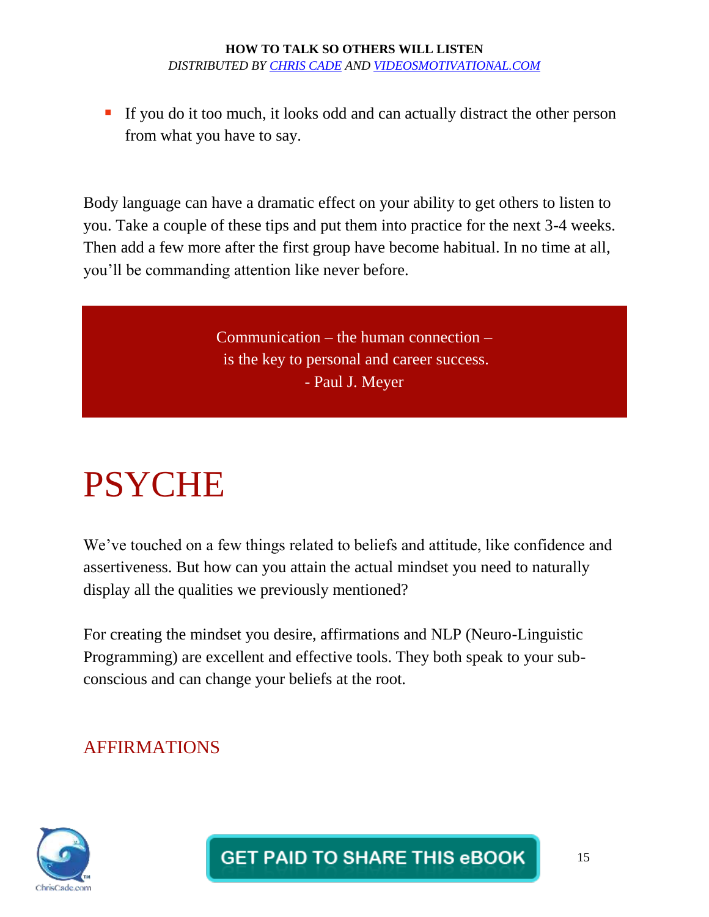- If you do it too much, it looks odd and can actually distract the other person from what you have to say.

Body language can have a dramatic effect on your ability to get others to listen to you. Take a couple of these tips and put them into practice for the next 3-4 weeks. Then add a few more after the first group have become habitual. In no time at all, you'll be commanding attention like never before.

> Communication – the human connection –
> is the key to personal and career success.
> - Paul J. Meyer

# PSYCHE

We've touched on a few things related to beliefs and attitude, like confidence and assertiveness. But how can you attain the actual mindset you need to naturally display all the qualities we previously mentioned?

For creating the mindset you desire, affirmations and NLP (Neuro-Linguistic Programming) are excellent and effective tools. They both speak to your sub-conscious and can change your beliefs at the root.

## AFFIRMATIONS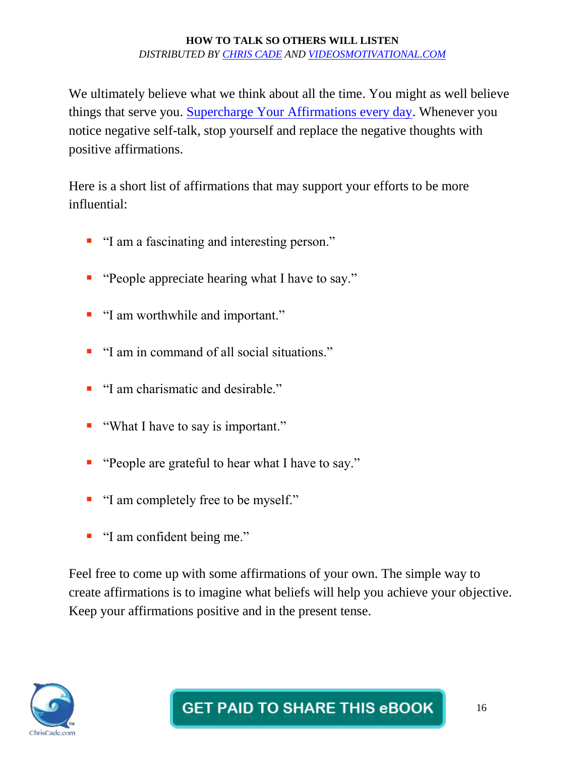We ultimately believe what we think about all the time. You might as well believe things that serve you. Supercharge Your Affirmations every day. Whenever you notice negative self-talk, stop yourself and replace the negative thoughts with positive affirmations.

Here is a short list of affirmations that may support your efforts to be more influential:

- "I am a fascinating and interesting person."
- "People appreciate hearing what I have to say."
- "I am worthwhile and important."
- "I am in command of all social situations."
- "I am charismatic and desirable."
- "What I have to say is important."
- "People are grateful to hear what I have to say."
- "I am completely free to be myself."
- "I am confident being me."

Feel free to come up with some affirmations of your own. The simple way to create affirmations is to imagine what beliefs will help you achieve your objective. Keep your affirmations positive and in the present tense.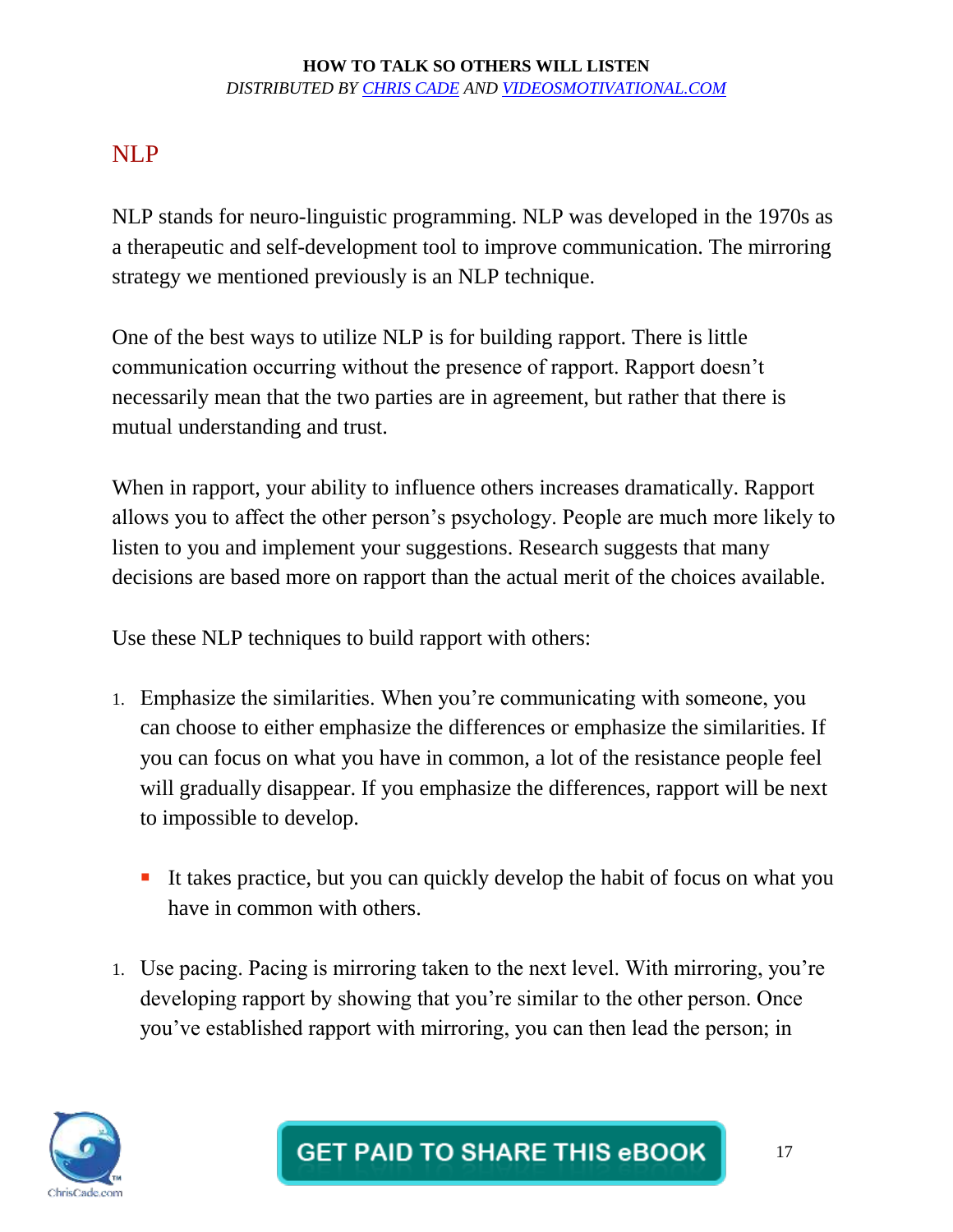## NLP

NLP stands for neuro-linguistic programming. NLP was developed in the 1970s as a therapeutic and self-development tool to improve communication. The mirroring strategy we mentioned previously is an NLP technique.

One of the best ways to utilize NLP is for building rapport. There is little communication occurring without the presence of rapport. Rapport doesn't necessarily mean that the two parties are in agreement, but rather that there is mutual understanding and trust.

When in rapport, your ability to influence others increases dramatically. Rapport allows you to affect the other person's psychology. People are much more likely to listen to you and implement your suggestions. Research suggests that many decisions are based more on rapport than the actual merit of the choices available.

Use these NLP techniques to build rapport with others:

1. Emphasize the similarities. When you're communicating with someone, you can choose to either emphasize the differences or emphasize the similarities. If you can focus on what you have in common, a lot of the resistance people feel will gradually disappear. If you emphasize the differences, rapport will be next to impossible to develop.

    - It takes practice, but you can quickly develop the habit of focus on what you have in common with others.

1. Use pacing. Pacing is mirroring taken to the next level. With mirroring, you're developing rapport by showing that you're similar to the other person. Once you've established rapport with mirroring, you can then lead the person; in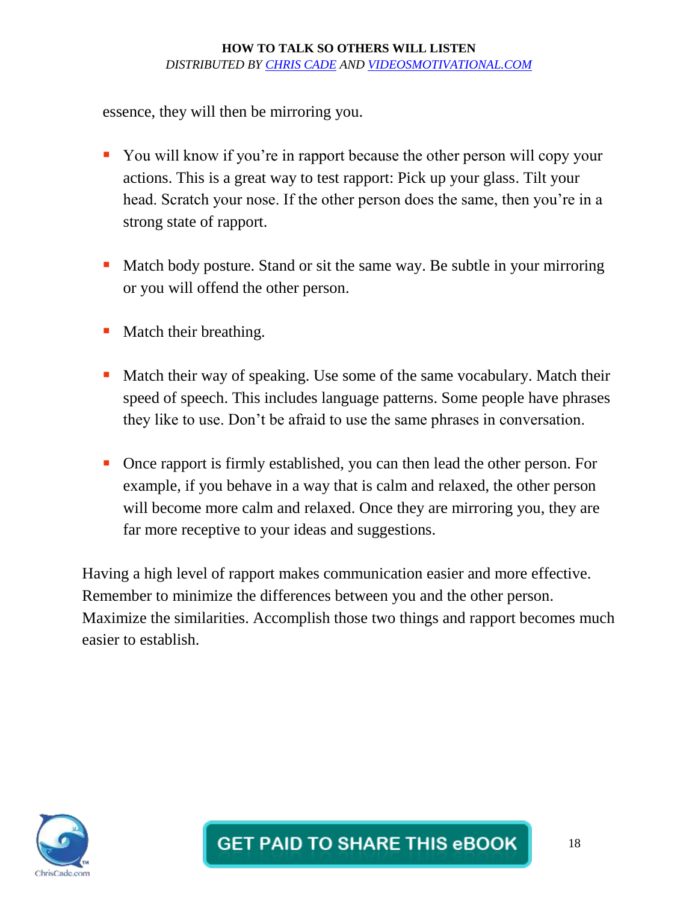essence, they will then be mirroring you.

- You will know if you're in rapport because the other person will copy your actions. This is a great way to test rapport: Pick up your glass. Tilt your head. Scratch your nose. If the other person does the same, then you're in a strong state of rapport.

- Match body posture. Stand or sit the same way. Be subtle in your mirroring or you will offend the other person.

- Match their breathing.

- Match their way of speaking. Use some of the same vocabulary. Match their speed of speech. This includes language patterns. Some people have phrases they like to use. Don't be afraid to use the same phrases in conversation.

- Once rapport is firmly established, you can then lead the other person. For example, if you behave in a way that is calm and relaxed, the other person will become more calm and relaxed. Once they are mirroring you, they are far more receptive to your ideas and suggestions.

Having a high level of rapport makes communication easier and more effective. Remember to minimize the differences between you and the other person. Maximize the similarities. Accomplish those two things and rapport becomes much easier to establish.

GET PAID TO SHARE THIS eBOOK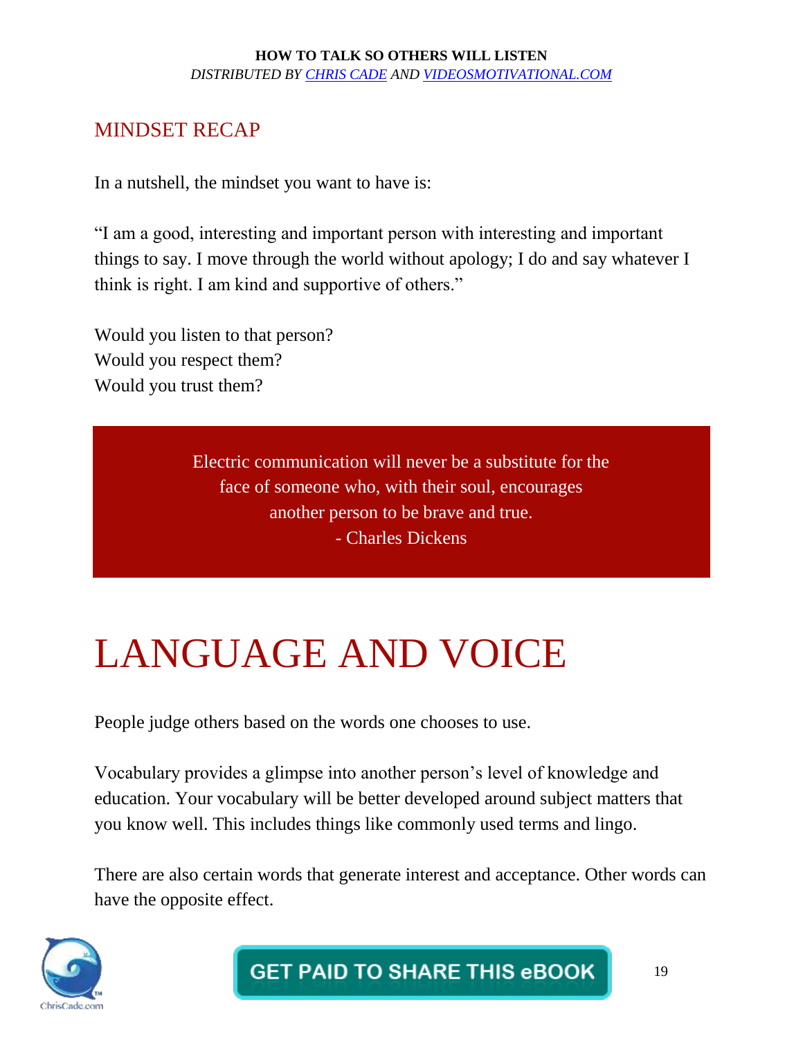## MINDSET RECAP

In a nutshell, the mindset you want to have is:

"I am a good, interesting and important person with interesting and important things to say. I move through the world without apology; I do and say whatever I think is right. I am kind and supportive of others."

Would you listen to that person?
Would you respect them?
Would you trust them?

> Electric communication will never be a substitute for the face of someone who, with their soul, encourages another person to be brave and true.
> - Charles Dickens

# LANGUAGE AND VOICE

People judge others based on the words one chooses to use.

Vocabulary provides a glimpse into another person's level of knowledge and education. Your vocabulary will be better developed around subject matters that you know well. This includes things like commonly used terms and lingo.

There are also certain words that generate interest and acceptance. Other words can have the opposite effect.

GET PAID TO SHARE THIS eBOOK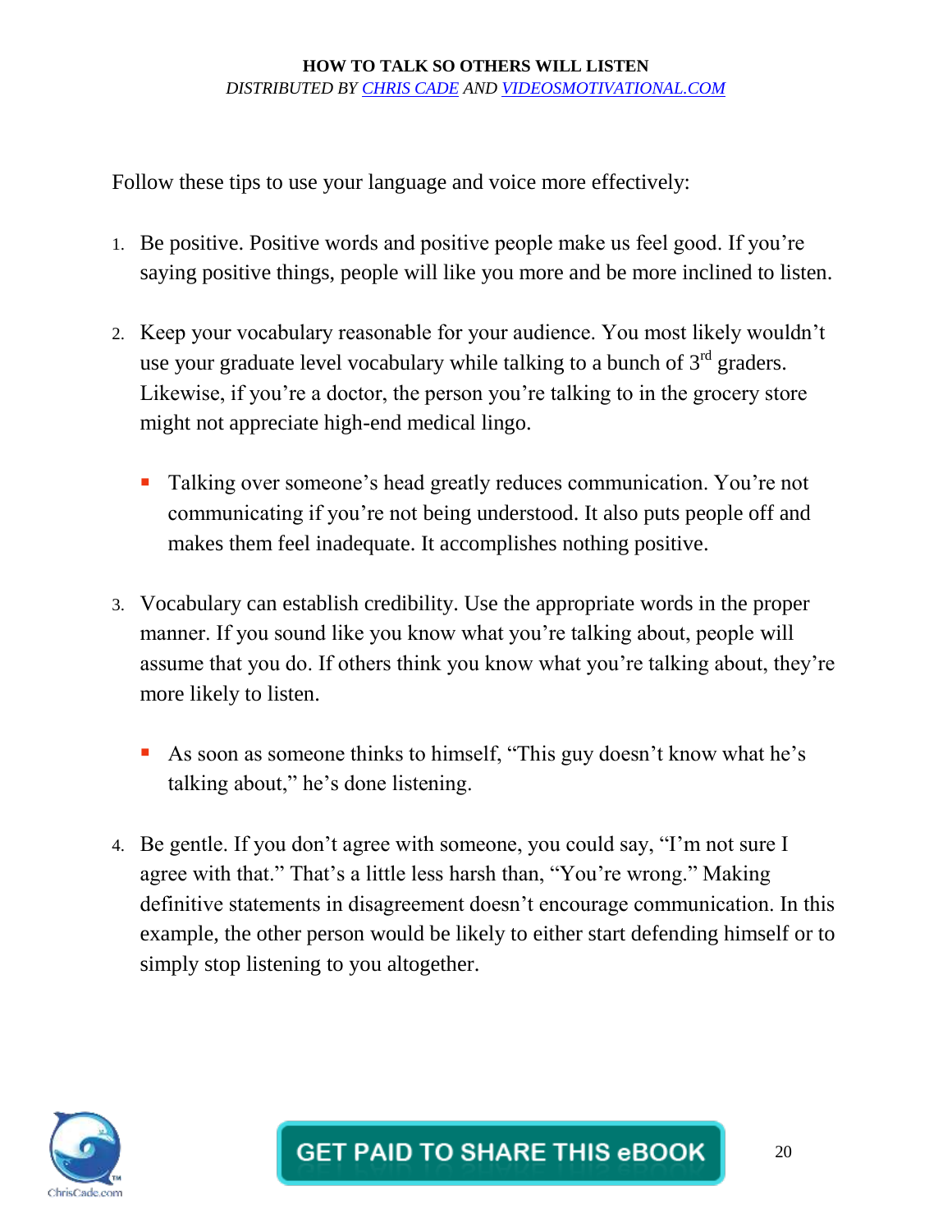Follow these tips to use your language and voice more effectively:

1. Be positive. Positive words and positive people make us feel good. If you're saying positive things, people will like you more and be more inclined to listen.

2. Keep your vocabulary reasonable for your audience. You most likely wouldn't use your graduate level vocabulary while talking to a bunch of 3rd graders. Likewise, if you're a doctor, the person you're talking to in the grocery store might not appreciate high-end medical lingo.

   - Talking over someone's head greatly reduces communication. You're not communicating if you're not being understood. It also puts people off and makes them feel inadequate. It accomplishes nothing positive.

3. Vocabulary can establish credibility. Use the appropriate words in the proper manner. If you sound like you know what you're talking about, people will assume that you do. If others think you know what you're talking about, they're more likely to listen.

   - As soon as someone thinks to himself, "This guy doesn't know what he's talking about," he's done listening.

4. Be gentle. If you don't agree with someone, you could say, "I'm not sure I agree with that." That's a little less harsh than, "You're wrong." Making definitive statements in disagreement doesn't encourage communication. In this example, the other person would be likely to either start defending himself or to simply stop listening to you altogether.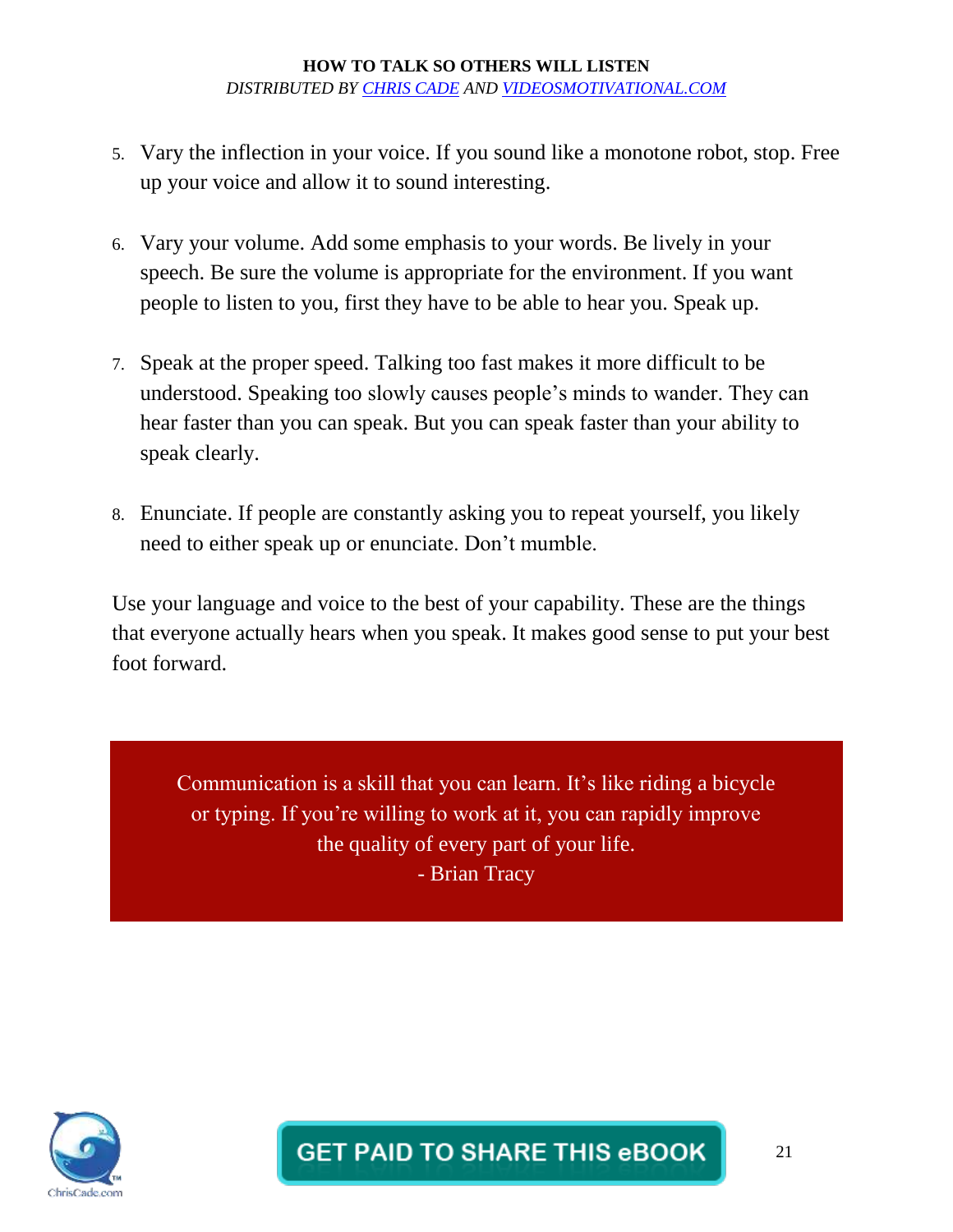5. Vary the inflection in your voice. If you sound like a monotone robot, stop. Free up your voice and allow it to sound interesting.

6. Vary your volume. Add some emphasis to your words. Be lively in your speech. Be sure the volume is appropriate for the environment. If you want people to listen to you, first they have to be able to hear you. Speak up.

7. Speak at the proper speed. Talking too fast makes it more difficult to be understood. Speaking too slowly causes people's minds to wander. They can hear faster than you can speak. But you can speak faster than your ability to speak clearly.

8. Enunciate. If people are constantly asking you to repeat yourself, you likely need to either speak up or enunciate. Don't mumble.

Use your language and voice to the best of your capability. These are the things that everyone actually hears when you speak. It makes good sense to put your best foot forward.

> Communication is a skill that you can learn. It's like riding a bicycle or typing. If you're willing to work at it, you can rapidly improve the quality of every part of your life.
> - Brian Tracy

GET PAID TO SHARE THIS eBOOK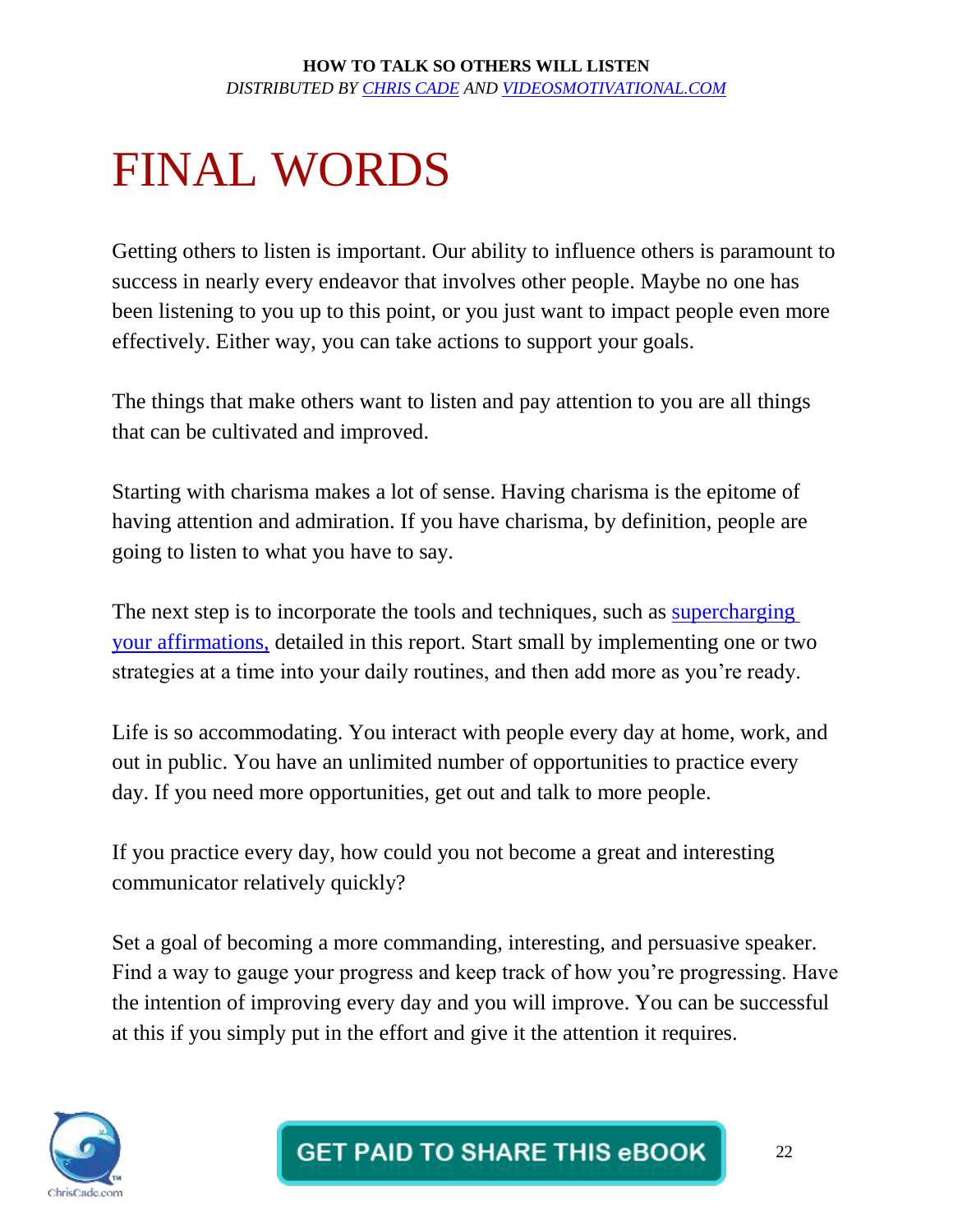# FINAL WORDS

Getting others to listen is important. Our ability to influence others is paramount to success in nearly every endeavor that involves other people. Maybe no one has been listening to you up to this point, or you just want to impact people even more effectively. Either way, you can take actions to support your goals.

The things that make others want to listen and pay attention to you are all things that can be cultivated and improved.

Starting with charisma makes a lot of sense. Having charisma is the epitome of having attention and admiration. If you have charisma, by definition, people are going to listen to what you have to say.

The next step is to incorporate the tools and techniques, such as supercharging your affirmations, detailed in this report. Start small by implementing one or two strategies at a time into your daily routines, and then add more as you're ready.

Life is so accommodating. You interact with people every day at home, work, and out in public. You have an unlimited number of opportunities to practice every day. If you need more opportunities, get out and talk to more people.

If you practice every day, how could you not become a great and interesting communicator relatively quickly?

Set a goal of becoming a more commanding, interesting, and persuasive speaker. Find a way to gauge your progress and keep track of how you're progressing. Have the intention of improving every day and you will improve. You can be successful at this if you simply put in the effort and give it the attention it requires.

GET PAID TO SHARE THIS eBOOK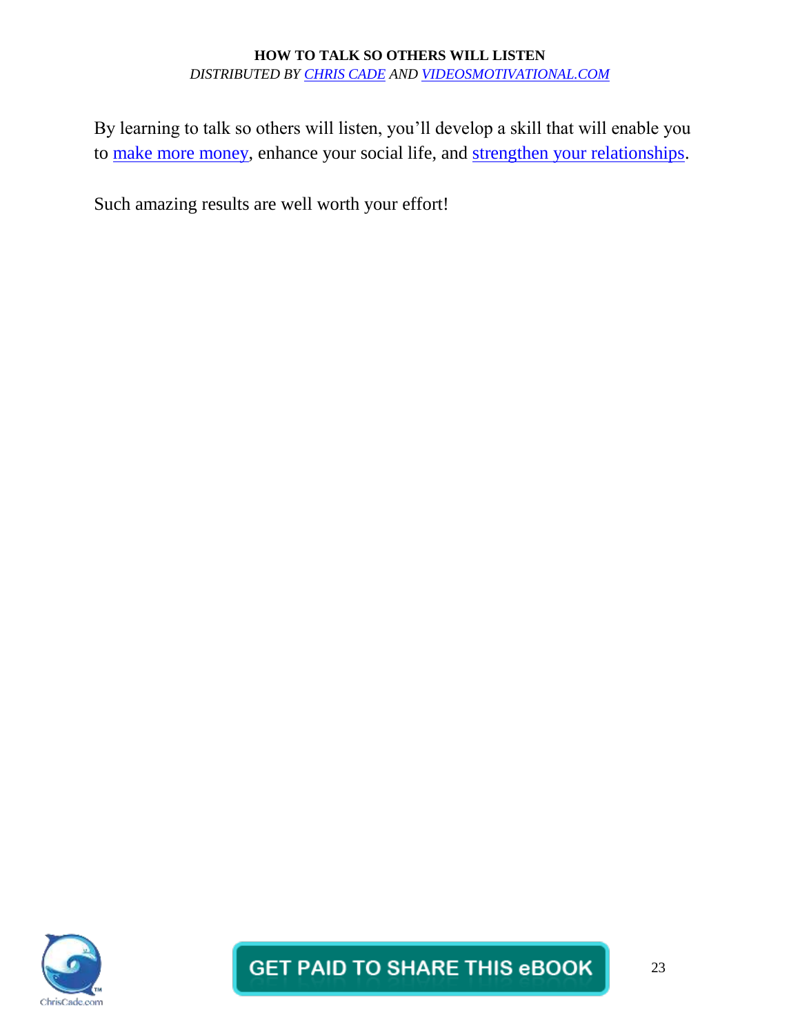By learning to talk so others will listen, you'll develop a skill that will enable you to make more money, enhance your social life, and strengthen your relationships.

Such amazing results are well worth your effort!